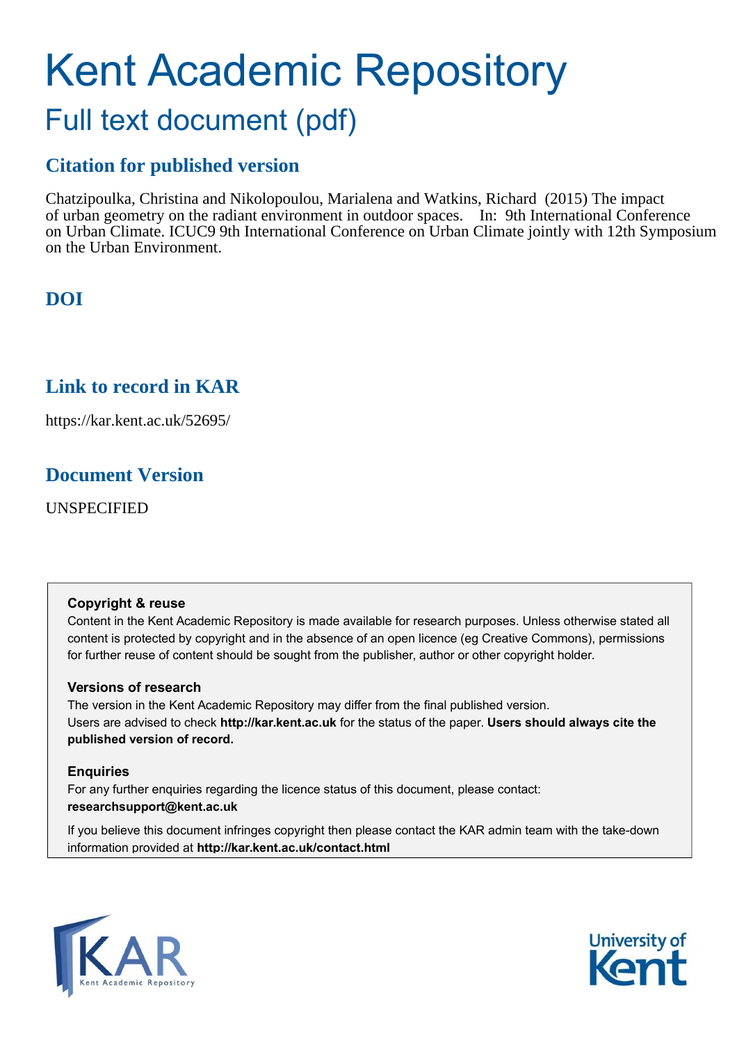# Kent Academic Repository

## Full text document (pdf)

### Citation for published version

Chatzipoulka, Christina and Nikolopoulou, Marialena and Watkins, Richard (2015) The impact of urban geometry on the radiant environment in outdoor spaces. In: 9th International Conference on Urban Climate. ICUC9 9th International Conference on Urban Climate jointly with 12th Symposium on the Urban Environment.

### DOI

### Link to record in KAR

https://kar.kent.ac.uk/52695/

### Document Version

UNSPECIFIED

**Copyright & reuse**

Content in the Kent Academic Repository is made available for research purposes. Unless otherwise stated all content is protected by copyright and in the absence of an open licence (eg Creative Commons), permissions for further reuse of content should be sought from the publisher, author or other copyright holder.

**Versions of research**

The version in the Kent Academic Repository may differ from the final published version.
Users are advised to check **http://kar.kent.ac.uk** for the status of the paper. **Users should always cite the published version of record.**

**Enquiries**

For any further enquiries regarding the licence status of this document, please contact:
**researchsupport@kent.ac.uk**

If you believe this document infringes copyright then please contact the KAR admin team with the take-down information provided at **http://kar.kent.ac.uk/contact.html**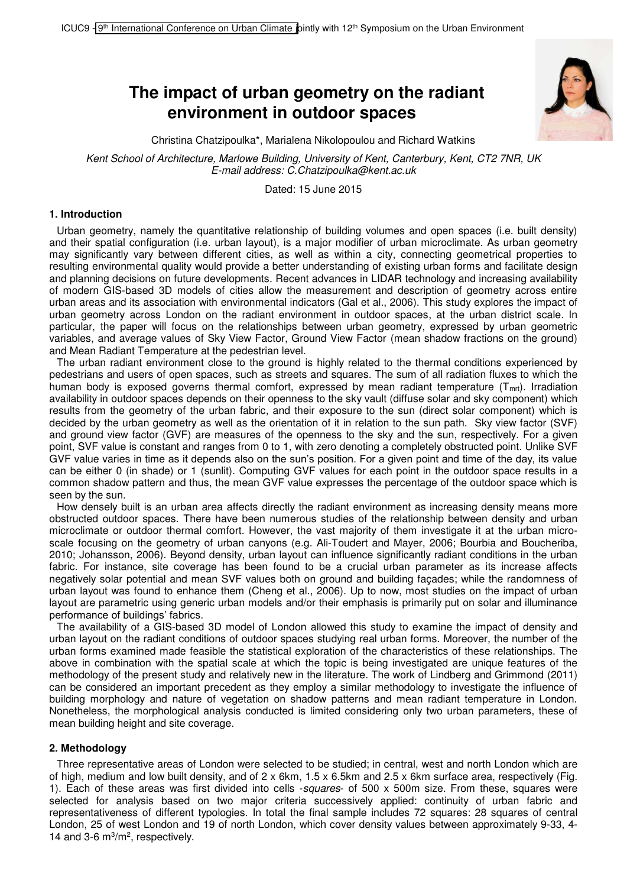# The impact of urban geometry on the radiant environment in outdoor spaces

Christina Chatzipoulka*, Marialena Nikolopoulou and Richard Watkins

*Kent School of Architecture, Marlowe Building, University of Kent, Canterbury, Kent, CT2 7NR, UK*
*E-mail address: C.Chatzipoulka@kent.ac.uk*

Dated: 15 June 2015

## 1. Introduction

Urban geometry, namely the quantitative relationship of building volumes and open spaces (i.e. built density) and their spatial configuration (i.e. urban layout), is a major modifier of urban microclimate. As urban geometry may significantly vary between different cities, as well as within a city, connecting geometrical properties to resulting environmental quality would provide a better understanding of existing urban forms and facilitate design and planning decisions on future developments. Recent advances in LIDAR technology and increasing availability of modern GIS-based 3D models of cities allow the measurement and description of geometry across entire urban areas and its association with environmental indicators (Gal et al., 2006). This study explores the impact of urban geometry across London on the radiant environment in outdoor spaces, at the urban district scale. In particular, the paper will focus on the relationships between urban geometry, expressed by urban geometric variables, and average values of Sky View Factor, Ground View Factor (mean shadow fractions on the ground) and Mean Radiant Temperature at the pedestrian level.

The urban radiant environment close to the ground is highly related to the thermal conditions experienced by pedestrians and users of open spaces, such as streets and squares. The sum of all radiation fluxes to which the human body is exposed governs thermal comfort, expressed by mean radiant temperature ($T_{mrt}$). Irradiation availability in outdoor spaces depends on their openness to the sky vault (diffuse solar and sky component) which results from the geometry of the urban fabric, and their exposure to the sun (direct solar component) which is decided by the urban geometry as well as the orientation of it in relation to the sun path. Sky view factor (SVF) and ground view factor (GVF) are measures of the openness to the sky and the sun, respectively. For a given point, SVF value is constant and ranges from 0 to 1, with zero denoting a completely obstructed point. Unlike SVF GVF value varies in time as it depends also on the sun's position. For a given point and time of the day, its value can be either 0 (in shade) or 1 (sunlit). Computing GVF values for each point in the outdoor space results in a common shadow pattern and thus, the mean GVF value expresses the percentage of the outdoor space which is seen by the sun.

How densely built is an urban area affects directly the radiant environment as increasing density means more obstructed outdoor spaces. There have been numerous studies of the relationship between density and urban microclimate or outdoor thermal comfort. However, the vast majority of them investigate it at the urban micro-scale focusing on the geometry of urban canyons (e.g. Ali-Toudert and Mayer, 2006; Bourbia and Boucheriba, 2010; Johansson, 2006). Beyond density, urban layout can influence significantly radiant conditions in the urban fabric. For instance, site coverage has been found to be a crucial urban parameter as its increase affects negatively solar potential and mean SVF values both on ground and building façades; while the randomness of urban layout was found to enhance them (Cheng et al., 2006). Up to now, most studies on the impact of urban layout are parametric using generic urban models and/or their emphasis is primarily put on solar and illuminance performance of buildings' fabrics.

The availability of a GIS-based 3D model of London allowed this study to examine the impact of density and urban layout on the radiant conditions of outdoor spaces studying real urban forms. Moreover, the number of the urban forms examined made feasible the statistical exploration of the characteristics of these relationships. The above in combination with the spatial scale at which the topic is being investigated are unique features of the methodology of the present study and relatively new in the literature. The work of Lindberg and Grimmond (2011) can be considered an important precedent as they employ a similar methodology to investigate the influence of building morphology and nature of vegetation on shadow patterns and mean radiant temperature in London. Nonetheless, the morphological analysis conducted is limited considering only two urban parameters, these of mean building height and site coverage.

## 2. Methodology

Three representative areas of London were selected to be studied; in central, west and north London which are of high, medium and low built density, and of 2 x 6km, 1.5 x 6.5km and 2.5 x 6km surface area, respectively (Fig. 1). Each of these areas was first divided into cells -*squares*- of 500 x 500m size. From these, squares were selected for analysis based on two major criteria successively applied: continuity of urban fabric and representativeness of different typologies. In total the final sample includes 72 squares: 28 squares of central London, 25 of west London and 19 of north London, which cover density values between approximately 9-33, 4-14 and 3-6 $m^3/m^2$, respectively.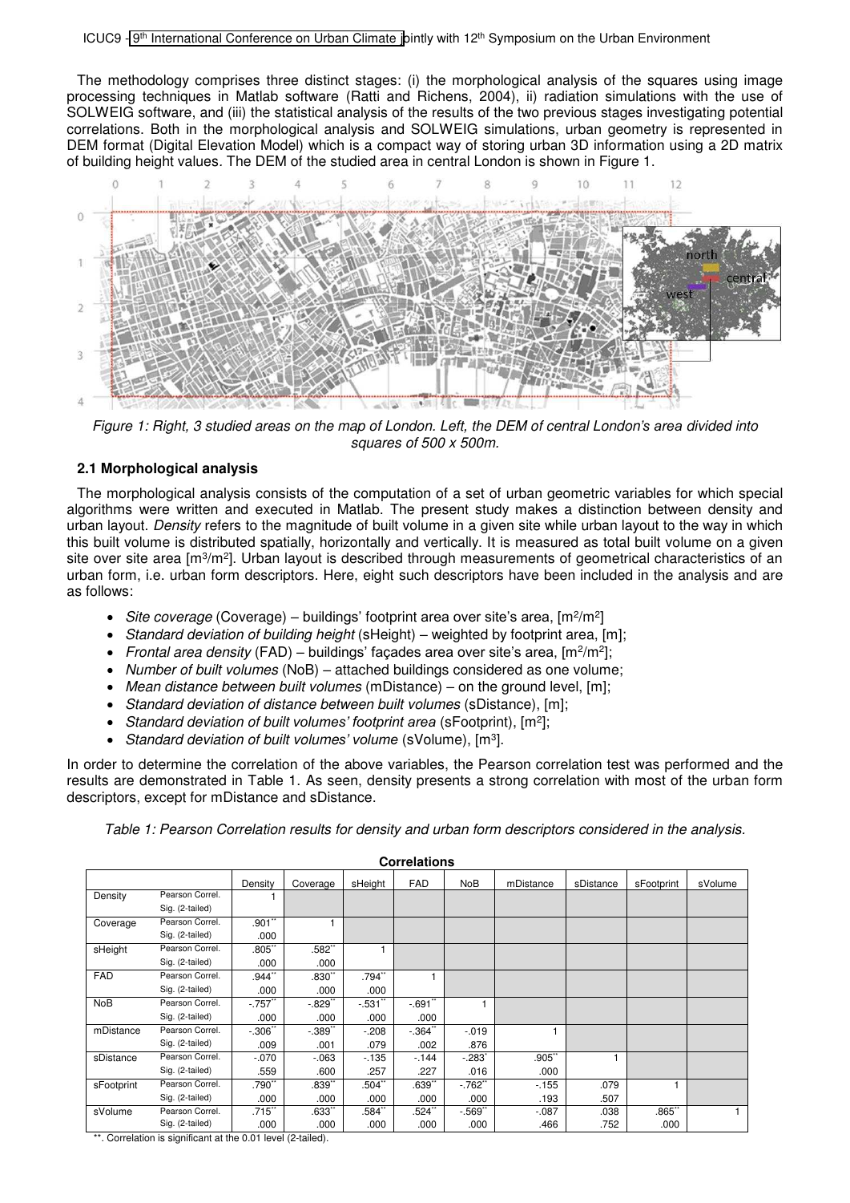The methodology comprises three distinct stages: (i) the morphological analysis of the squares using image processing techniques in Matlab software (Ratti and Richens, 2004), ii) radiation simulations with the use of SOLWEIG software, and (iii) the statistical analysis of the results of the two previous stages investigating potential correlations. Both in the morphological analysis and SOLWEIG simulations, urban geometry is represented in DEM format (Digital Elevation Model) which is a compact way of storing urban 3D information using a 2D matrix of building height values. The DEM of the studied area in central London is shown in Figure 1.

*Figure 1: Right, 3 studied areas on the map of London. Left, the DEM of central London's area divided into squares of 500 x 500m.*

### 2.1 Morphological analysis

The morphological analysis consists of the computation of a set of urban geometric variables for which special algorithms were written and executed in Matlab. The present study makes a distinction between density and urban layout. *Density* refers to the magnitude of built volume in a given site while urban layout to the way in which this built volume is distributed spatially, horizontally and vertically. It is measured as total built volume on a given site over site area [m³/m²]. Urban layout is described through measurements of geometrical characteristics of an urban form, i.e. urban form descriptors. Here, eight such descriptors have been included in the analysis and are as follows:

- *Site coverage* (Coverage) – buildings' footprint area over site's area, [m²/m²]
- *Standard deviation of building height* (sHeight) – weighted by footprint area, [m];
- *Frontal area density* (FAD) – buildings' façades area over site's area, [m²/m²];
- *Number of built volumes* (NoB) – attached buildings considered as one volume;
- *Mean distance between built volumes* (mDistance) – on the ground level, [m];
- *Standard deviation of distance between built volumes* (sDistance), [m];
- *Standard deviation of built volumes' footprint area* (sFootprint), [m²];
- *Standard deviation of built volumes' volume* (sVolume), [m³].

In order to determine the correlation of the above variables, the Pearson correlation test was performed and the results are demonstrated in Table 1. As seen, density presents a strong correlation with most of the urban form descriptors, except for mDistance and sDistance.

*Table 1: Pearson Correlation results for density and urban form descriptors considered in the analysis.*

**Correlations**

| | | Density | Coverage | sHeight | FAD | NoB | mDistance | sDistance | sFootprint | sVolume |
|---|---|---|---|---|---|---|---|---|---|---|
| Density | Pearson Correl. | 1 | | | | | | | | |
| | Sig. (2-tailed) | | | | | | | | | |
| Coverage | Pearson Correl. | .901** | 1 | | | | | | | |
| | Sig. (2-tailed) | .000 | | | | | | | | |
| sHeight | Pearson Correl. | .805** | .582** | 1 | | | | | | |
| | Sig. (2-tailed) | .000 | .000 | | | | | | | |
| FAD | Pearson Correl. | .944** | .830** | .794** | 1 | | | | | |
| | Sig. (2-tailed) | .000 | .000 | .000 | | | | | | |
| NoB | Pearson Correl. | -.757** | -.829** | -.531** | -.691** | 1 | | | | |
| | Sig. (2-tailed) | .000 | .000 | .000 | .000 | | | | | |
| mDistance | Pearson Correl. | -.306** | -.389** | -.208 | -.364** | -.019 | 1 | | | |
| | Sig. (2-tailed) | .009 | .001 | .079 | .002 | .876 | | | | |
| sDistance | Pearson Correl. | -.070 | -.063 | -.135 | -.144 | -.283* | .905** | 1 | | |
| | Sig. (2-tailed) | .559 | .600 | .257 | .227 | .016 | .000 | | | |
| sFootprint | Pearson Correl. | .790** | .839** | .504** | .639** | -.762** | -.155 | .079 | 1 | |
| | Sig. (2-tailed) | .000 | .000 | .000 | .000 | .000 | .193 | .507 | | |
| sVolume | Pearson Correl. | .715** | .633** | .584** | .524** | -.569** | -.087 | .038 | .865** | 1 |
| | Sig. (2-tailed) | .000 | .000 | .000 | .000 | .000 | .466 | .752 | .000 | |

**. Correlation is significant at the 0.01 level (2-tailed).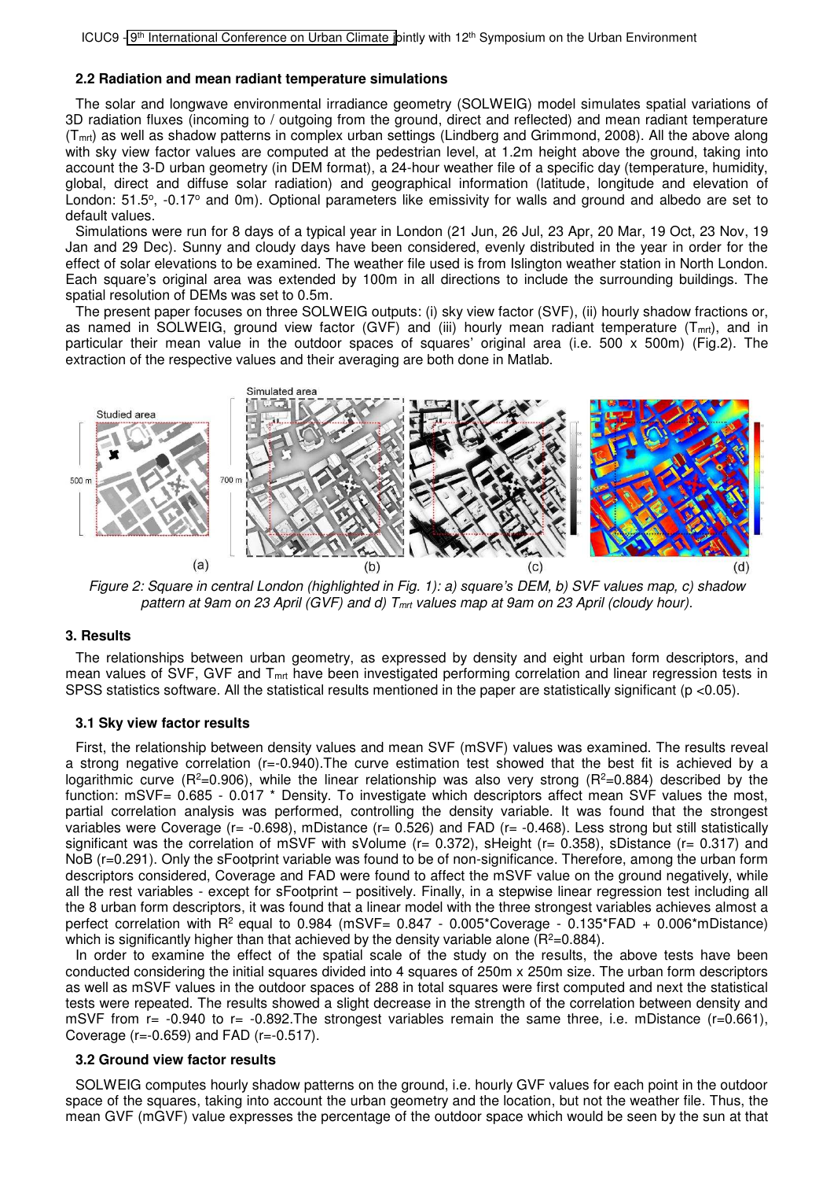### 2.2 Radiation and mean radiant temperature simulations

The solar and longwave environmental irradiance geometry (SOLWEIG) model simulates spatial variations of 3D radiation fluxes (incoming to / outgoing from the ground, direct and reflected) and mean radiant temperature ($T_{mrt}$) as well as shadow patterns in complex urban settings (Lindberg and Grimmond, 2008). All the above along with sky view factor values are computed at the pedestrian level, at 1.2m height above the ground, taking into account the 3-D urban geometry (in DEM format), a 24-hour weather file of a specific day (temperature, humidity, global, direct and diffuse solar radiation) and geographical information (latitude, longitude and elevation of London: 51.5°, -0.17° and 0m). Optional parameters like emissivity for walls and ground and albedo are set to default values.

Simulations were run for 8 days of a typical year in London (21 Jun, 26 Jul, 23 Apr, 20 Mar, 19 Oct, 23 Nov, 19 Jan and 29 Dec). Sunny and cloudy days have been considered, evenly distributed in the year in order for the effect of solar elevations to be examined. The weather file used is from Islington weather station in North London. Each square's original area was extended by 100m in all directions to include the surrounding buildings. The spatial resolution of DEMs was set to 0.5m.

The present paper focuses on three SOLWEIG outputs: (i) sky view factor (SVF), (ii) hourly shadow fractions or, as named in SOLWEIG, ground view factor (GVF) and (iii) hourly mean radiant temperature ($T_{mrt}$), and in particular their mean value in the outdoor spaces of squares' original area (i.e. 500 x 500m) (Fig.2). The extraction of the respective values and their averaging are both done in Matlab.

*Figure 2: Square in central London (highlighted in Fig. 1): a) square's DEM, b) SVF values map, c) shadow pattern at 9am on 23 April (GVF) and d) $T_{mrt}$ values map at 9am on 23 April (cloudy hour).*

## 3. Results

The relationships between urban geometry, as expressed by density and eight urban form descriptors, and mean values of SVF, GVF and $T_{mrt}$ have been investigated performing correlation and linear regression tests in SPSS statistics software. All the statistical results mentioned in the paper are statistically significant ($p < 0.05$).

### 3.1 Sky view factor results

First, the relationship between density values and mean SVF (mSVF) values was examined. The results reveal a strong negative correlation (r=-0.940).The curve estimation test showed that the best fit is achieved by a logarithmic curve ($R^2$=0.906), while the linear relationship was also very strong ($R^2$=0.884) described by the function: mSVF= 0.685 - 0.017 * Density. To investigate which descriptors affect mean SVF values the most, partial correlation analysis was performed, controlling the density variable. It was found that the strongest variables were Coverage (r= -0.698), mDistance (r= 0.526) and FAD (r= -0.468). Less strong but still statistically significant was the correlation of mSVF with sVolume (r= 0.372), sHeight (r= 0.358), sDistance (r= 0.317) and NoB (r=0.291). Only the sFootprint variable was found to be of non-significance. Therefore, among the urban form descriptors considered, Coverage and FAD were found to affect the mSVF value on the ground negatively, while all the rest variables - except for sFootprint – positively. Finally, in a stepwise linear regression test including all the 8 urban form descriptors, it was found that a linear model with the three strongest variables achieves almost a perfect correlation with $R^2$ equal to 0.984 (mSVF= 0.847 - 0.005*Coverage - 0.135*FAD + 0.006*mDistance) which is significantly higher than that achieved by the density variable alone ($R^2$=0.884).

In order to examine the effect of the spatial scale of the study on the results, the above tests have been conducted considering the initial squares divided into 4 squares of 250m x 250m size. The urban form descriptors as well as mSVF values in the outdoor spaces of 288 in total squares were first computed and next the statistical tests were repeated. The results showed a slight decrease in the strength of the correlation between density and mSVF from r= -0.940 to r= -0.892.The strongest variables remain the same three, i.e. mDistance (r=0.661), Coverage (r=-0.659) and FAD (r=-0.517).

### 3.2 Ground view factor results

SOLWEIG computes hourly shadow patterns on the ground, i.e. hourly GVF values for each point in the outdoor space of the squares, taking into account the urban geometry and the location, but not the weather file. Thus, the mean GVF (mGVF) value expresses the percentage of the outdoor space which would be seen by the sun at that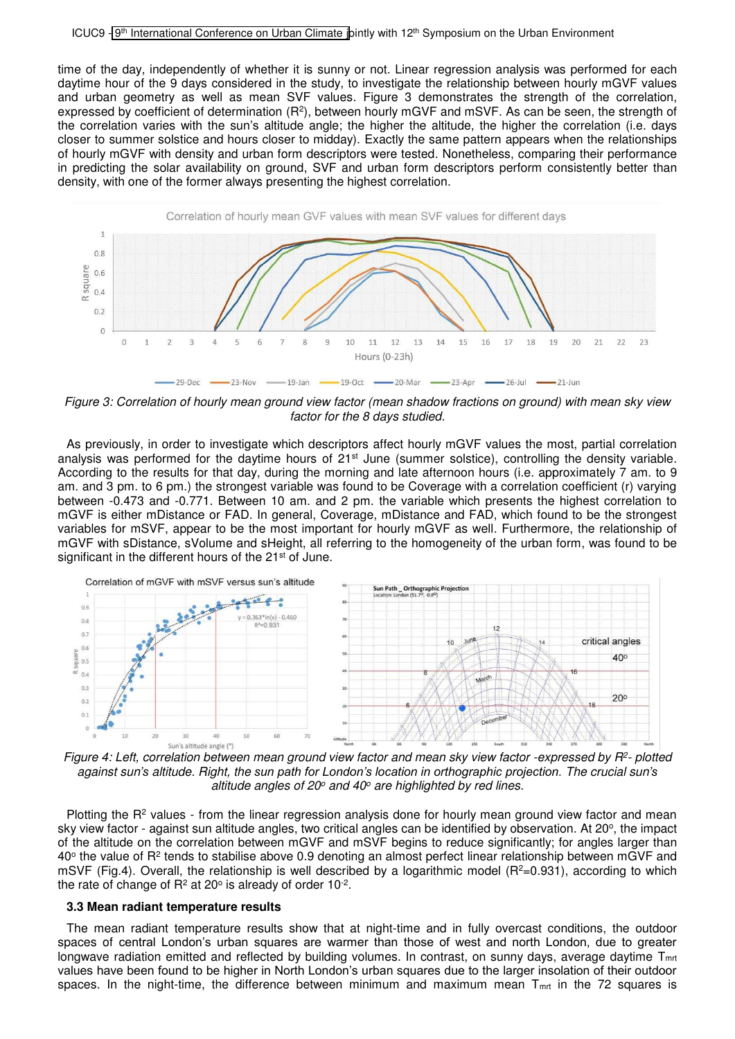time of the day, independently of whether it is sunny or not. Linear regression analysis was performed for each daytime hour of the 9 days considered in the study, to investigate the relationship between hourly mGVF values and urban geometry as well as mean SVF values. Figure 3 demonstrates the strength of the correlation, expressed by coefficient of determination ($R^2$), between hourly mGVF and mSVF. As can be seen, the strength of the correlation varies with the sun's altitude angle; the higher the altitude, the higher the correlation (i.e. days closer to summer solstice and hours closer to midday). Exactly the same pattern appears when the relationships of hourly mGVF with density and urban form descriptors were tested. Nonetheless, comparing their performance in predicting the solar availability on ground, SVF and urban form descriptors perform consistently better than density, with one of the former always presenting the highest correlation.

*Figure 3: Correlation of hourly mean ground view factor (mean shadow fractions on ground) with mean sky view factor for the 8 days studied.*

As previously, in order to investigate which descriptors affect hourly mGVF values the most, partial correlation analysis was performed for the daytime hours of 21st June (summer solstice), controlling the density variable. According to the results for that day, during the morning and late afternoon hours (i.e. approximately 7 am. to 9 am. and 3 pm. to 6 pm.) the strongest variable was found to be Coverage with a correlation coefficient (r) varying between -0.473 and -0.771. Between 10 am. and 2 pm. the variable which presents the highest correlation to mGVF is either mDistance or FAD. In general, Coverage, mDistance and FAD, which found to be the strongest variables for mSVF, appear to be the most important for hourly mGVF as well. Furthermore, the relationship of mGVF with sDistance, sVolume and sHeight, all referring to the homogeneity of the urban form, was found to be significant in the different hours of the 21st of June.

*Figure 4: Left, correlation between mean ground view factor and mean sky view factor -expressed by $R^2$- plotted against sun's altitude. Right, the sun path for London's location in orthographic projection. The crucial sun's altitude angles of 20° and 40° are highlighted by red lines.*

Plotting the $R^2$ values - from the linear regression analysis done for hourly mean ground view factor and mean sky view factor - against sun altitude angles, two critical angles can be identified by observation. At 20°, the impact of the altitude on the correlation between mGVF and mSVF begins to reduce significantly; for angles larger than 40° the value of $R^2$ tends to stabilise above 0.9 denoting an almost perfect linear relationship between mGVF and mSVF (Fig.4). Overall, the relationship is well described by a logarithmic model ($R^2$=0.931), according to which the rate of change of $R^2$ at 20° is already of order $10^{-2}$.

### 3.3 Mean radiant temperature results

The mean radiant temperature results show that at night-time and in fully overcast conditions, the outdoor spaces of central London's urban squares are warmer than those of west and north London, due to greater longwave radiation emitted and reflected by building volumes. In contrast, on sunny days, average daytime $T_{mrt}$ values have been found to be higher in North London's urban squares due to the larger insolation of their outdoor spaces. In the night-time, the difference between minimum and maximum mean $T_{mrt}$ in the 72 squares is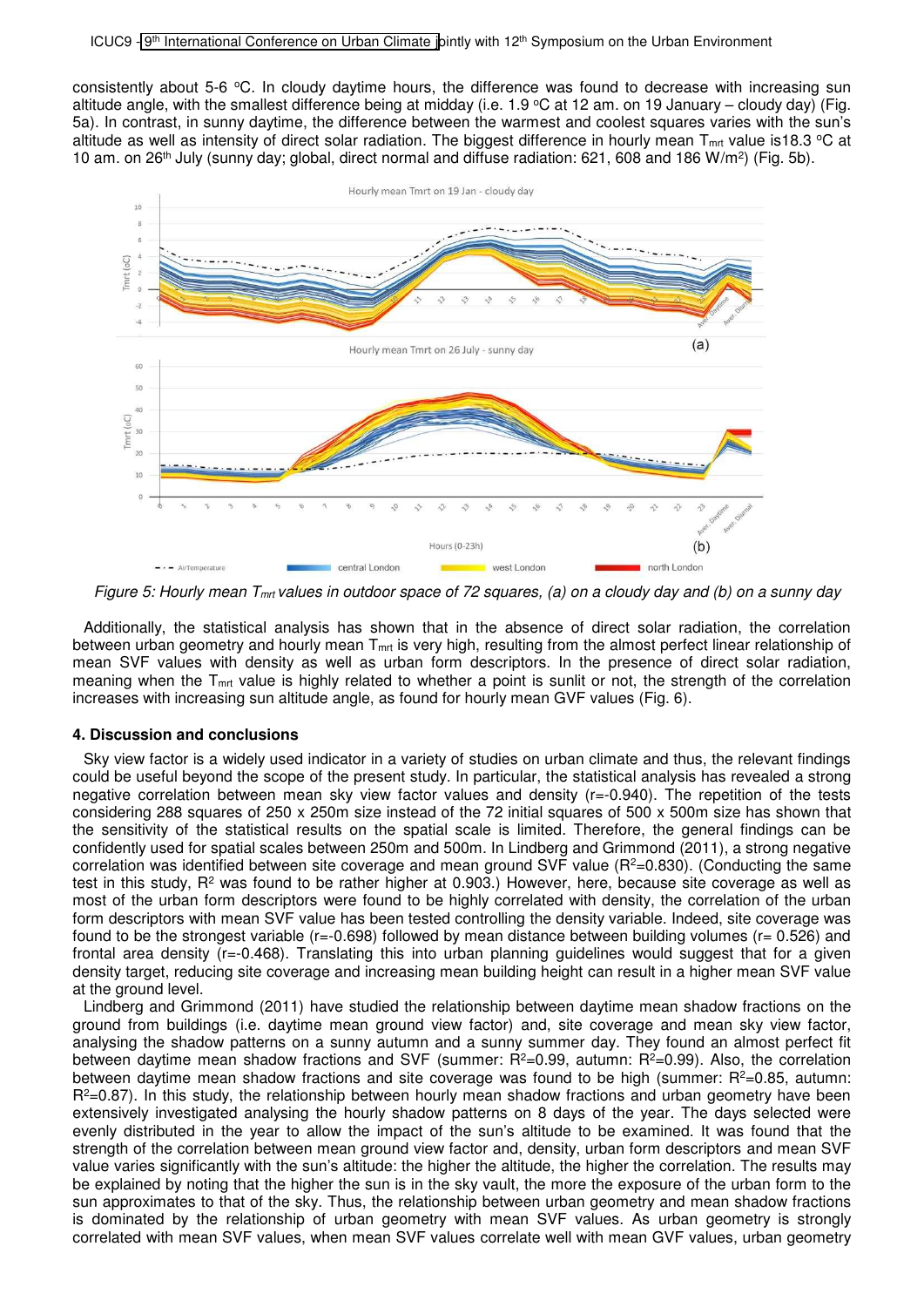consistently about 5-6 °C. In cloudy daytime hours, the difference was found to decrease with increasing sun altitude angle, with the smallest difference being at midday (i.e. 1.9 °C at 12 am. on 19 January – cloudy day) (Fig. 5a). In contrast, in sunny daytime, the difference between the warmest and coolest squares varies with the sun's altitude as well as intensity of direct solar radiation. The biggest difference in hourly mean $T_{mrt}$ value is18.3 °C at 10 am. on 26[th] July (sunny day; global, direct normal and diffuse radiation: 621, 608 and 186 W/m$^2$) (Fig. 5b).

*Figure 5: Hourly mean $T_{mrt}$ values in outdoor space of 72 squares, (a) on a cloudy day and (b) on a sunny day*

Additionally, the statistical analysis has shown that in the absence of direct solar radiation, the correlation between urban geometry and hourly mean $T_{mrt}$ is very high, resulting from the almost perfect linear relationship of mean SVF values with density as well as urban form descriptors. In the presence of direct solar radiation, meaning when the $T_{mrt}$ value is highly related to whether a point is sunlit or not, the strength of the correlation increases with increasing sun altitude angle, as found for hourly mean GVF values (Fig. 6).

## 4. Discussion and conclusions

Sky view factor is a widely used indicator in a variety of studies on urban climate and thus, the relevant findings could be useful beyond the scope of the present study. In particular, the statistical analysis has revealed a strong negative correlation between mean sky view factor values and density (r=-0.940). The repetition of the tests considering 288 squares of 250 x 250m size instead of the 72 initial squares of 500 x 500m size has shown that the sensitivity of the statistical results on the spatial scale is limited. Therefore, the general findings can be confidently used for spatial scales between 250m and 500m. In Lindberg and Grimmond (2011), a strong negative correlation was identified between site coverage and mean ground SVF value ($R^2$=0.830). (Conducting the same test in this study, $R^2$ was found to be rather higher at 0.903.) However, here, because site coverage as well as most of the urban form descriptors were found to be highly correlated with density, the correlation of the urban form descriptors with mean SVF value has been tested controlling the density variable. Indeed, site coverage was found to be the strongest variable (r=-0.698) followed by mean distance between building volumes (r= 0.526) and frontal area density (r=-0.468). Translating this into urban planning guidelines would suggest that for a given density target, reducing site coverage and increasing mean building height can result in a higher mean SVF value at the ground level.

Lindberg and Grimmond (2011) have studied the relationship between daytime mean shadow fractions on the ground from buildings (i.e. daytime mean ground view factor) and, site coverage and mean sky view factor, analysing the shadow patterns on a sunny autumn and a sunny summer day. They found an almost perfect fit between daytime mean shadow fractions and SVF (summer: $R^2$=0.99, autumn: $R^2$=0.99). Also, the correlation between daytime mean shadow fractions and site coverage was found to be high (summer: $R^2$=0.85, autumn: $R^2$=0.87). In this study, the relationship between hourly mean shadow fractions and urban geometry have been extensively investigated analysing the hourly shadow patterns on 8 days of the year. The days selected were evenly distributed in the year to allow the impact of the sun's altitude to be examined. It was found that the strength of the correlation between mean ground view factor and, density, urban form descriptors and mean SVF value varies significantly with the sun's altitude: the higher the altitude, the higher the correlation. The results may be explained by noting that the higher the sun is in the sky vault, the more the exposure of the urban form to the sun approximates to that of the sky. Thus, the relationship between urban geometry and mean shadow fractions is dominated by the relationship of urban geometry with mean SVF values. As urban geometry is strongly correlated with mean SVF values, when mean SVF values correlate well with mean GVF values, urban geometry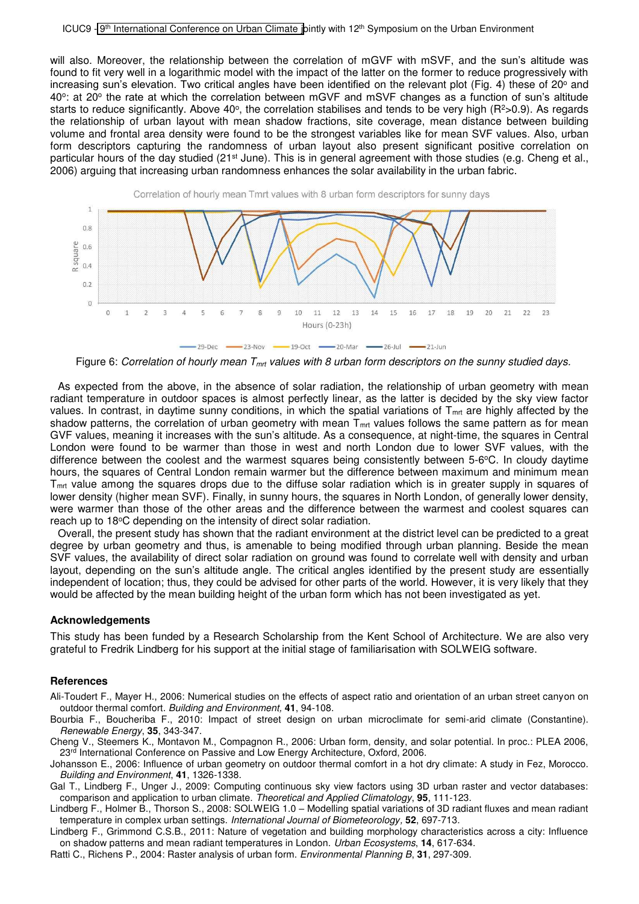will also. Moreover, the relationship between the correlation of mGVF with mSVF, and the sun's altitude was found to fit very well in a logarithmic model with the impact of the latter on the former to reduce progressively with increasing sun's elevation. Two critical angles have been identified on the relevant plot (Fig. 4) these of 20° and 40°: at 20° the rate at which the correlation between mGVF and mSVF changes as a function of sun's altitude starts to reduce significantly. Above 40°, the correlation stabilises and tends to be very high ($R^2$>0.9). As regards the relationship of urban layout with mean shadow fractions, site coverage, mean distance between building volume and frontal area density were found to be the strongest variables like for mean SVF values. Also, urban form descriptors capturing the randomness of urban layout also present significant positive correlation on particular hours of the day studied (21st June). This is in general agreement with those studies (e.g. Cheng et al., 2006) arguing that increasing urban randomness enhances the solar availability in the urban fabric.

Correlation of hourly mean Tmrt values with 8 urban form descriptors for sunny days

R square

0
0.2
0.4
0.6
0.8
1

0 1 2 3 4 5 6 7 8 9 10 11 12 13 14 15 16 17 18 19 20 21 22 23

Hours (0-23h)

29-Dec 23-Nov 19-Oct 20-Mar 26-Jul 21-Jun

Figure 6: *Correlation of hourly mean $T_{mrt}$ values with 8 urban form descriptors on the sunny studied days.*

As expected from the above, in the absence of solar radiation, the relationship of urban geometry with mean radiant temperature in outdoor spaces is almost perfectly linear, as the latter is decided by the sky view factor values. In contrast, in daytime sunny conditions, in which the spatial variations of $T_{mrt}$ are highly affected by the shadow patterns, the correlation of urban geometry with mean $T_{mrt}$ values follows the same pattern as for mean GVF values, meaning it increases with the sun's altitude. As a consequence, at night-time, the squares in Central London were found to be warmer than those in west and north London due to lower SVF values, with the difference between the coolest and the warmest squares being consistently between 5-6°C. In cloudy daytime hours, the squares of Central London remain warmer but the difference between maximum and minimum mean $T_{mrt}$ value among the squares drops due to the diffuse solar radiation which is in greater supply in squares of lower density (higher mean SVF). Finally, in sunny hours, the squares in North London, of generally lower density, were warmer than those of the other areas and the difference between the warmest and coolest squares can reach up to 18°C depending on the intensity of direct solar radiation.

Overall, the present study has shown that the radiant environment at the district level can be predicted to a great degree by urban geometry and thus, is amenable to being modified through urban planning. Beside the mean SVF values, the availability of direct solar radiation on ground was found to correlate well with density and urban layout, depending on the sun's altitude angle. The critical angles identified by the present study are essentially independent of location; thus, they could be advised for other parts of the world. However, it is very likely that they would be affected by the mean building height of the urban form which has not been investigated as yet.

### Acknowledgements

This study has been funded by a Research Scholarship from the Kent School of Architecture. We are also very grateful to Fredrik Lindberg for his support at the initial stage of familiarisation with SOLWEIG software.

### References

Ali-Toudert F., Mayer H., 2006: Numerical studies on the effects of aspect ratio and orientation of an urban street canyon on outdoor thermal comfort. *Building and Environment,* **41**, 94-108.

Bourbia F., Boucheriba F., 2010: Impact of street design on urban microclimate for semi-arid climate (Constantine). *Renewable Energy*, **35**, 343-347.

Cheng V., Steemers K., Montavon M., Compagnon R., 2006: Urban form, density, and solar potential. In proc.: PLEA 2006, 23rd International Conference on Passive and Low Energy Architecture, Oxford, 2006.

Johansson E., 2006: Influence of urban geometry on outdoor thermal comfort in a hot dry climate: A study in Fez, Morocco. *Building and Environment*, **41**, 1326-1338.

Gal T., Lindberg F., Unger J., 2009: Computing continuous sky view factors using 3D urban raster and vector databases: comparison and application to urban climate. *Theoretical and Applied Climatology*, **95**, 111-123.

Lindberg F., Holmer B., Thorson S., 2008: SOLWEIG 1.0 – Modelling spatial variations of 3D radiant fluxes and mean radiant temperature in complex urban settings. *International Journal of Biometeorology*, **52**, 697-713.

Lindberg F., Grimmond C.S.B., 2011: Nature of vegetation and building morphology characteristics across a city: Influence on shadow patterns and mean radiant temperatures in London. *Urban Ecosystems*, **14**, 617-634.

Ratti C., Richens P., 2004: Raster analysis of urban form. *Environmental Planning B*, **31**, 297-309.